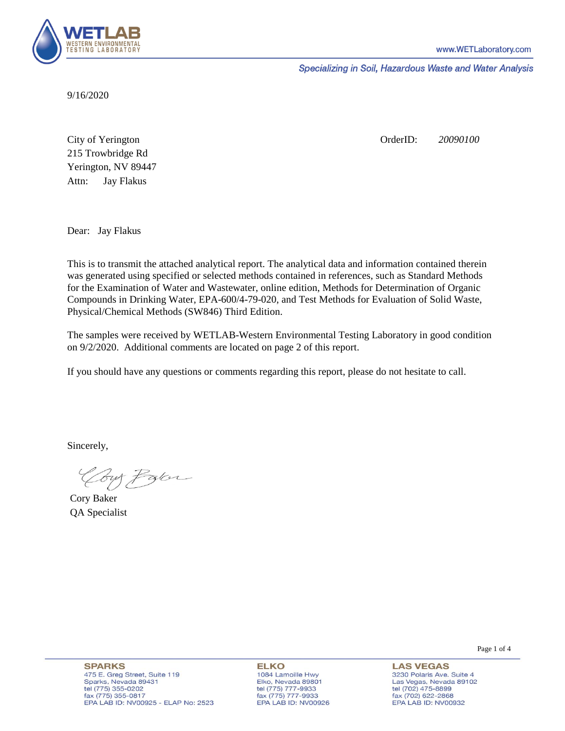**WETLAB**
WESTERN ENVIRONMENTAL TESTING LABORATORY

www.WETLaboratory.com

*Specializing in Soil, Hazardous Waste and Water Analysis*

9/16/2020

City of Yerington
215 Trowbridge Rd
Yerington, NV 89447
Attn: Jay Flakus

OrderID: *20090100*

Dear: Jay Flakus

This is to transmit the attached analytical report. The analytical data and information contained therein was generated using specified or selected methods contained in references, such as Standard Methods for the Examination of Water and Wastewater, online edition, Methods for Determination of Organic Compounds in Drinking Water, EPA-600/4-79-020, and Test Methods for Evaluation of Solid Waste, Physical/Chemical Methods (SW846) Third Edition.

The samples were received by WETLAB-Western Environmental Testing Laboratory in good condition on 9/2/2020. Additional comments are located on page 2 of this report.

If you should have any questions or comments regarding this report, please do not hesitate to call.

Sincerely,

Cory Baker
QA Specialist

**SPARKS**
475 E. Greg Street, Suite 119
Sparks, Nevada 89431
tel (775) 355-0202
fax (775) 355-0817
EPA LAB ID: NV00925 - ELAP No: 2523

**ELKO**
1084 Lamoille Hwy
Elko, Nevada 89801
tel (775) 777-9933
fax (775) 777-9933
EPA LAB ID: NV00926

**LAS VEGAS**
3230 Polaris Ave. Suite 4
Las Vegas, Nevada 89102
tel (702) 475-8899
fax (702) 622-2868
EPA LAB ID: NV00932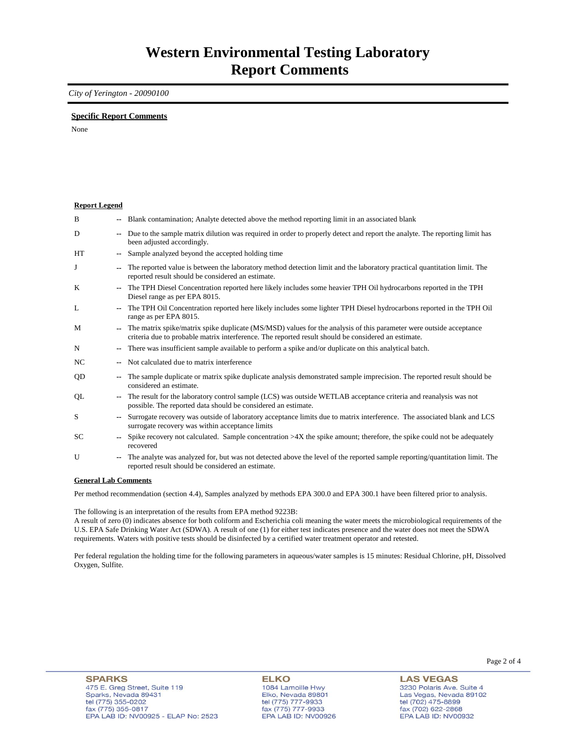# Western Environmental Testing Laboratory
# Report Comments

*City of Yerington - 20090100*

**Specific Report Comments**

None

**Report Legend**

| | | |
|---|---|---|
| B | -- | Blank contamination; Analyte detected above the method reporting limit in an associated blank |
| D | -- | Due to the sample matrix dilution was required in order to properly detect and report the analyte. The reporting limit has been adjusted accordingly. |
| HT | -- | Sample analyzed beyond the accepted holding time |
| J | -- | The reported value is between the laboratory method detection limit and the laboratory practical quantitation limit. The reported result should be considered an estimate. |
| K | -- | The TPH Diesel Concentration reported here likely includes some heavier TPH Oil hydrocarbons reported in the TPH Diesel range as per EPA 8015. |
| L | -- | The TPH Oil Concentration reported here likely includes some lighter TPH Diesel hydrocarbons reported in the TPH Oil range as per EPA 8015. |
| M | -- | The matrix spike/matrix spike duplicate (MS/MSD) values for the analysis of this parameter were outside acceptance criteria due to probable matrix interference. The reported result should be considered an estimate. |
| N | -- | There was insufficient sample available to perform a spike and/or duplicate on this analytical batch. |
| NC | -- | Not calculated due to matrix interference |
| QD | -- | The sample duplicate or matrix spike duplicate analysis demonstrated sample imprecision. The reported result should be considered an estimate. |
| QL | -- | The result for the laboratory control sample (LCS) was outside WETLAB acceptance criteria and reanalysis was not possible. The reported data should be considered an estimate. |
| S | -- | Surrogate recovery was outside of laboratory acceptance limits due to matrix interference. The associated blank and LCS surrogate recovery was within acceptance limits |
| SC | -- | Spike recovery not calculated. Sample concentration >4X the spike amount; therefore, the spike could not be adequately recovered |
| U | -- | The analyte was analyzed for, but was not detected above the level of the reported sample reporting/quantitation limit. The reported result should be considered an estimate. |

**General Lab Comments**

Per method recommendation (section 4.4), Samples analyzed by methods EPA 300.0 and EPA 300.1 have been filtered prior to analysis.

The following is an interpretation of the results from EPA method 9223B:
A result of zero (0) indicates absence for both coliform and Escherichia coli meaning the water meets the microbiological requirements of the U.S. EPA Safe Drinking Water Act (SDWA). A result of one (1) for either test indicates presence and the water does not meet the SDWA requirements. Waters with positive tests should be disinfected by a certified water treatment operator and retested.

Per federal regulation the holding time for the following parameters in aqueous/water samples is 15 minutes: Residual Chlorine, pH, Dissolved Oxygen, Sulfite.

**SPARKS**
475 E. Greg Street, Suite 119
Sparks, Nevada 89431
tel (775) 355-0202
fax (775) 355-0817
EPA LAB ID: NV00925 - ELAP No: 2523

**ELKO**
1084 Lamoille Hwy
Elko, Nevada 89801
tel (775) 777-9933
fax (775) 777-9933
EPA LAB ID: NV00926

**LAS VEGAS**
3230 Polaris Ave. Suite 4
Las Vegas, Nevada 89102
tel (702) 475-8899
fax (702) 622-2868
EPA LAB ID: NV00932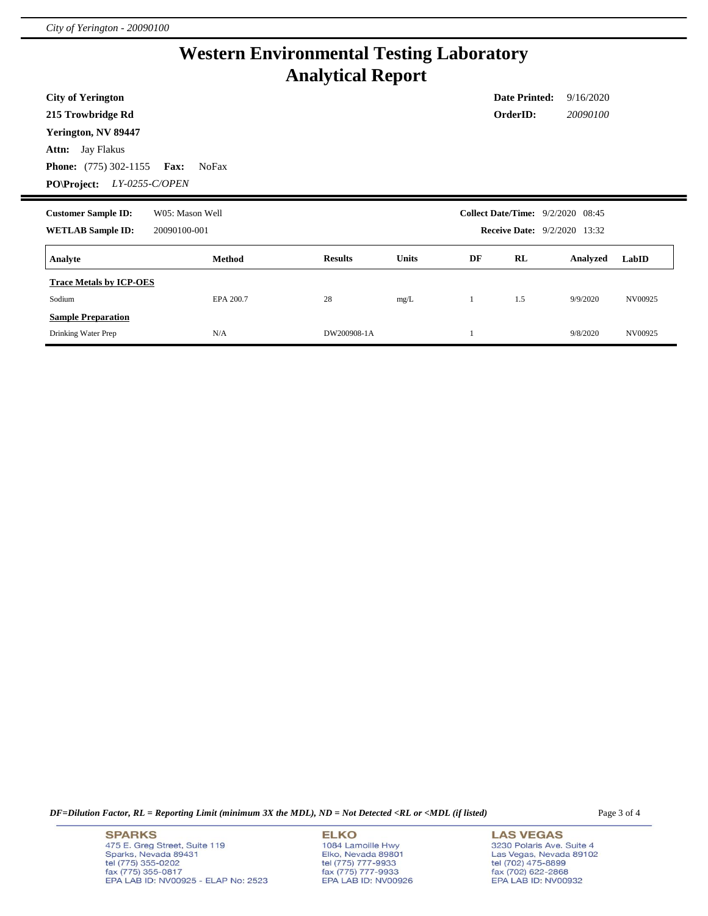# Western Environmental Testing Laboratory
# Analytical Report

**City of Yerington**
**215 Trowbridge Rd**
**Yerington, NV 89447**
**Attn:** Jay Flakus
**Phone:** (775) 302-1155 **Fax:** NoFax
**PO\Project:** *LY-0255-C/OPEN*

**Date Printed:** 9/16/2020
**OrderID:** *20090100*

**Customer Sample ID:** W05: Mason Well
**WETLAB Sample ID:** 20090100-001

**Collect Date/Time:** 9/2/2020 08:45
**Receive Date:** 9/2/2020 13:32

| Analyte | Method | Results | Units | DF | RL | Analyzed | LabID |
|---|---|---|---|---|---|---|---|
| **Trace Metals by ICP-OES** | | | | | | | |
| Sodium | EPA 200.7 | 28 | mg/L | 1 | 1.5 | 9/9/2020 | NV00925 |
| **Sample Preparation** | | | | | | | |
| Drinking Water Prep | N/A | DW200908-1A | | 1 | | 9/8/2020 | NV00925 |

*DF=Dilution Factor, RL = Reporting Limit (minimum 3X the MDL), ND = Not Detected <RL or <MDL (if listed)*

**SPARKS**
475 E. Greg Street, Suite 119
Sparks, Nevada 89431
tel (775) 355-0202
fax (775) 355-0817
EPA LAB ID: NV00925 - ELAP No: 2523

**ELKO**
1084 Lamoille Hwy
Elko, Nevada 89801
tel (775) 777-9933
fax (775) 777-9933
EPA LAB ID: NV00926

**LAS VEGAS**
3230 Polaris Ave. Suite 4
Las Vegas, Nevada 89102
tel (702) 475-8899
fax (702) 622-2868
EPA LAB ID: NV00932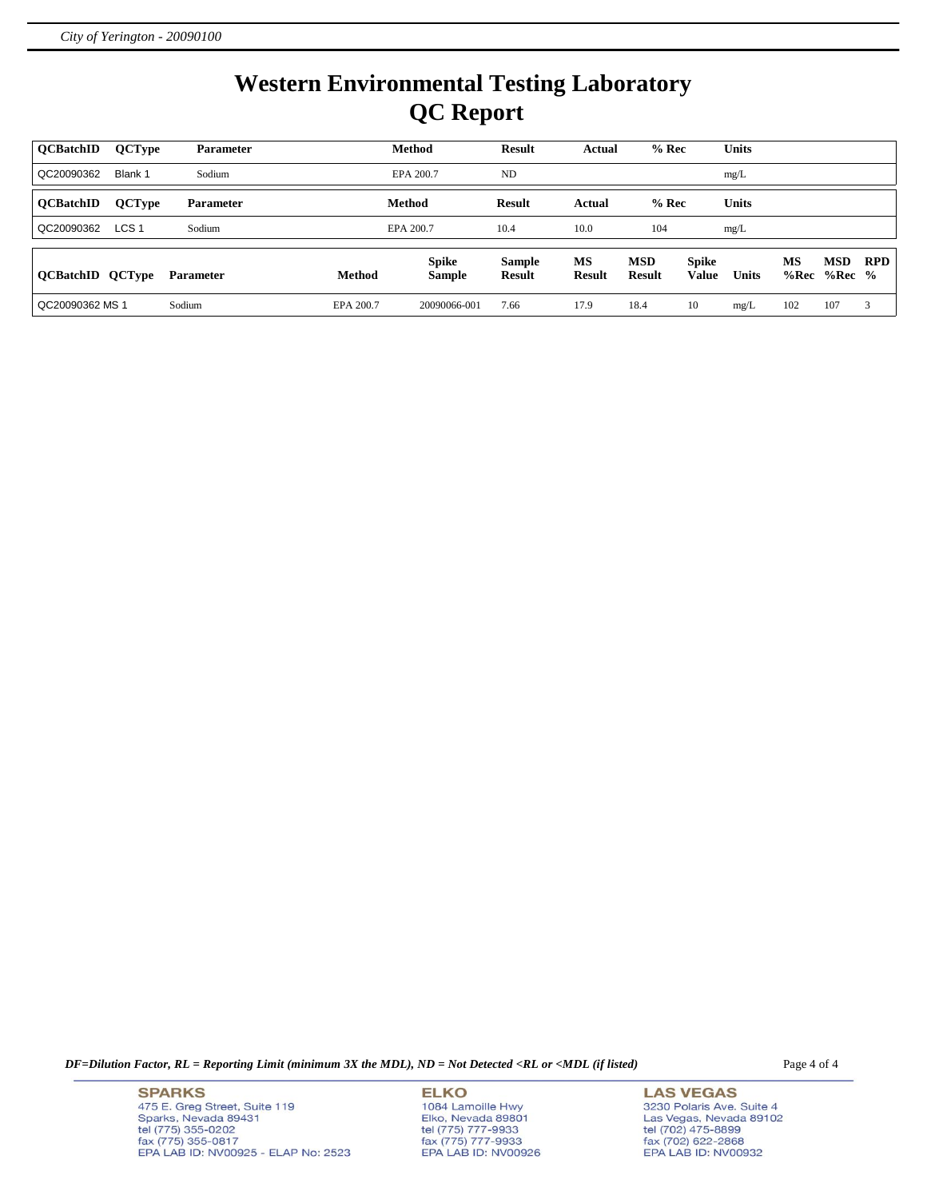# Western Environmental Testing Laboratory
# QC Report

| QCBatchID | QCType | Parameter | Method | Result | Actual | % Rec | Units |
|---|---|---|---|---|---|---|---|
| QC20090362 | Blank 1 | Sodium | EPA 200.7 | ND | | | mg/L |

| QCBatchID | QCType | Parameter | Method | Result | Actual | % Rec | Units |
|---|---|---|---|---|---|---|---|
| QC20090362 | LCS 1 | Sodium | EPA 200.7 | 10.4 | 10.0 | 104 | mg/L |

| QCBatchID | QCType | Parameter | Method | Spike Sample | Sample Result | MS Result | MSD Result | Spike Value | Units | MS %Rec | MSD %Rec | RPD % |
|---|---|---|---|---|---|---|---|---|---|---|---|---|
| QC20090362 | MS 1 | Sodium | EPA 200.7 | 20090066-001 | 7.66 | 17.9 | 18.4 | 10 | mg/L | 102 | 107 | 3 |

*DF=Dilution Factor, RL = Reporting Limit (minimum 3X the MDL), ND = Not Detected <RL or <MDL (if listed)*

**SPARKS**
475 E. Greg Street, Suite 119
Sparks, Nevada 89431
tel (775) 355-0202
fax (775) 355-0817
EPA LAB ID: NV00925 - ELAP No: 2523

**ELKO**
1084 Lamoille Hwy
Elko, Nevada 89801
tel (775) 777-9933
fax (775) 777-9933
EPA LAB ID: NV00926

**LAS VEGAS**
3230 Polaris Ave. Suite 4
Las Vegas, Nevada 89102
tel (702) 475-8899
fax (702) 622-2868
EPA LAB ID: NV00932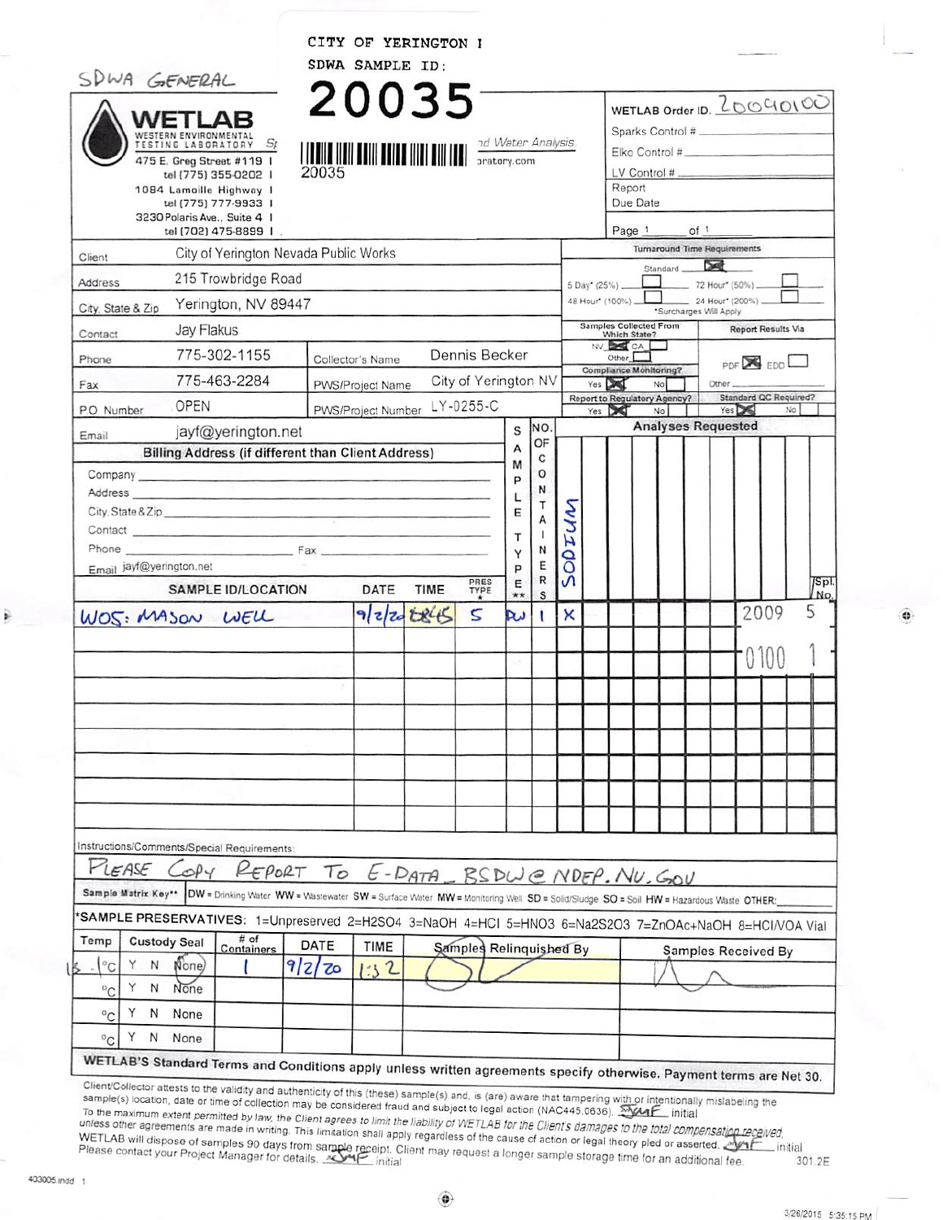SDWA GENERAL

CITY OF YERINGTON I

SDWA SAMPLE ID:

# 20035

20035

# WETLAB

WESTERN ENVIRONMENTAL TESTING LABORATORY

475 E. Greg Street #119 | tel (775) 355-0202 |

1084 Lamoille Highway | tel (775) 777-9933 |

3230 Polaris Ave., Suite 4 | tel (702) 475-8899 |

...nd Water Analysis

...oratory.com

WETLAB Order ID 20090100

Sparks Control # ______

Elko Control # ______

LV Control # ______

Report Due Date ______

Page 1 of 1

| | | | |
|---|---|---|---|
| Client | City of Yerington Nevada Public Works | | |
| Address | 215 Trowbridge Road | | |
| City, State & Zip | Yerington, NV 89447 | | |
| Contact | Jay Flakus | | |
| Phone | 775-302-1155 | Collector's Name | Dennis Becker |
| Fax | 775-463-2284 | PWS/Project Name | City of Yerington NV |
| P.O. Number | OPEN | PWS/Project Number | LY-0255-C |
| Email | jayf@yerington.net | | |

**Turnaround Time Requirements**

Standard [X]

5 Day* (25%) [ ] 72 Hour* (50%) [ ]

48 Hour* (100%) [ ] 24 Hour* (200%) [ ]

*Surcharges Will Apply

**Samples Collected From Which State?** NV [X] CA [ ] Other [ ]

**Report Results Via** PDF [X] EDD [ ] Other ______

**Compliance Monitoring?** Yes [X] No [ ]

**Report to Regulatory Agency?** Yes [X] No [ ]

**Standard QC Required?** Yes [X] No [ ]

**Billing Address (if different than Client Address)**

Company ______

Address ______

City, State & Zip ______

Contact ______

Phone ______ Fax ______

Email jayf@yerington.net

**Analyses Requested**

| SAMPLE ID/LOCATION | DATE | TIME | PRES TYPE * | SAMPLE TYPE ** | NO. OF CONTAINERS | SODIUM | Spl. No. |
|---|---|---|---|---|---|---|---|
| W05: MASON WELL | 9/2/20 | 0845 | 5 | DW | 1 | X | 2009 0100 5 1 |

Instructions/Comments/Special Requirements:

PLEASE COPY REPORT TO E-DATA_BSDW@NDEP.NV.GOV

**Sample Matrix Key**** DW = Drinking Water WW = Wastewater SW = Surface Water MW = Monitoring Well SD = Solid/Sludge SO = Soil HW = Hazardous Waste OTHER: ______

***SAMPLE PRESERVATIVES:** 1=Unpreserved 2=H2SO4 3=NaOH 4=HCl 5=HNO3 6=Na2S2O3 7=ZnOAc+NaOH 8=HCl/VOA Vial

| Temp | Custody Seal | # of Containers | DATE | TIME | Samples Relinquished By | Samples Received By |
|---|---|---|---|---|---|---|
| 13.1 °C | Y N (None) | 1 | 9/2/20 | 1:32 | [signature] | [signature] |
| °C | Y N None | | | | | |
| °C | Y N None | | | | | |
| °C | Y N None | | | | | |

**WETLAB'S Standard Terms and Conditions apply unless written agreements specify otherwise. Payment terms are Net 30.**

Client/Collector attests to the validity and authenticity of this (these) sample(s) and, is (are) aware that tampering with or intentionally mislabeling the sample(s) location, date or time of collection may be considered fraud and subject to legal action (NAC445.0636). SMF initial

To the maximum extent permitted by law, the Client agrees to limit the liability of WETLAB for the Client's damages to the total compensation received unless other agreements are made in writing. This limitation shall apply regardless of the cause of action or legal theory pled or asserted. SMF initial

WETLAB will dispose of samples 90 days from sample receipt. Client may request a longer sample storage time for an additional fee. Please contact your Project Manager for details. SMF initial

301.2E

403005.indd 1

3/26/2015 5:35:15 PM